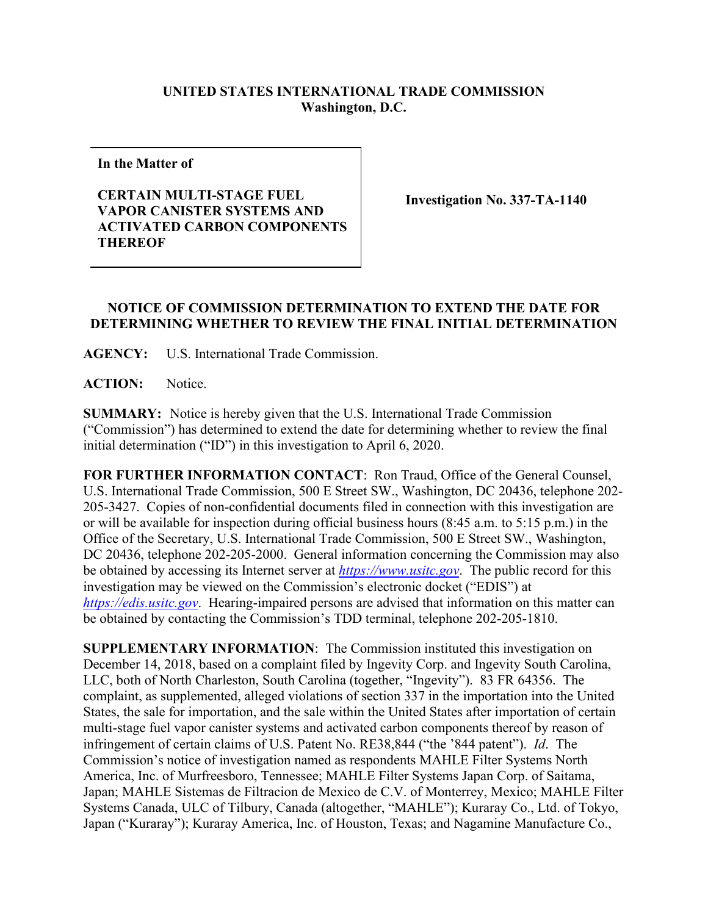**UNITED STATES INTERNATIONAL TRADE COMMISSION**
**Washington, D.C.**

| In the Matter of<br><br>**CERTAIN MULTI-STAGE FUEL VAPOR CANISTER SYSTEMS AND ACTIVATED CARBON COMPONENTS THEREOF** | **Investigation No. 337-TA-1140** |
|---|---|

## NOTICE OF COMMISSION DETERMINATION TO EXTEND THE DATE FOR DETERMINING WHETHER TO REVIEW THE FINAL INITIAL DETERMINATION

**AGENCY:** U.S. International Trade Commission.

**ACTION:** Notice.

**SUMMARY:** Notice is hereby given that the U.S. International Trade Commission ("Commission") has determined to extend the date for determining whether to review the final initial determination ("ID") in this investigation to April 6, 2020.

**FOR FURTHER INFORMATION CONTACT**: Ron Traud, Office of the General Counsel, U.S. International Trade Commission, 500 E Street SW., Washington, DC 20436, telephone 202-205-3427. Copies of non-confidential documents filed in connection with this investigation are or will be available for inspection during official business hours (8:45 a.m. to 5:15 p.m.) in the Office of the Secretary, U.S. International Trade Commission, 500 E Street SW., Washington, DC 20436, telephone 202-205-2000. General information concerning the Commission may also be obtained by accessing its Internet server at *https://www.usitc.gov*. The public record for this investigation may be viewed on the Commission's electronic docket ("EDIS") at *https://edis.usitc.gov*. Hearing-impaired persons are advised that information on this matter can be obtained by contacting the Commission's TDD terminal, telephone 202-205-1810.

**SUPPLEMENTARY INFORMATION**: The Commission instituted this investigation on December 14, 2018, based on a complaint filed by Ingevity Corp. and Ingevity South Carolina, LLC, both of North Charleston, South Carolina (together, "Ingevity"). 83 FR 64356. The complaint, as supplemented, alleged violations of section 337 in the importation into the United States, the sale for importation, and the sale within the United States after importation of certain multi-stage fuel vapor canister systems and activated carbon components thereof by reason of infringement of certain claims of U.S. Patent No. RE38,844 ("the '844 patent"). *Id*. The Commission's notice of investigation named as respondents MAHLE Filter Systems North America, Inc. of Murfreesboro, Tennessee; MAHLE Filter Systems Japan Corp. of Saitama, Japan; MAHLE Sistemas de Filtracion de Mexico de C.V. of Monterrey, Mexico; MAHLE Filter Systems Canada, ULC of Tilbury, Canada (altogether, "MAHLE"); Kuraray Co., Ltd. of Tokyo, Japan ("Kuraray"); Kuraray America, Inc. of Houston, Texas; and Nagamine Manufacture Co.,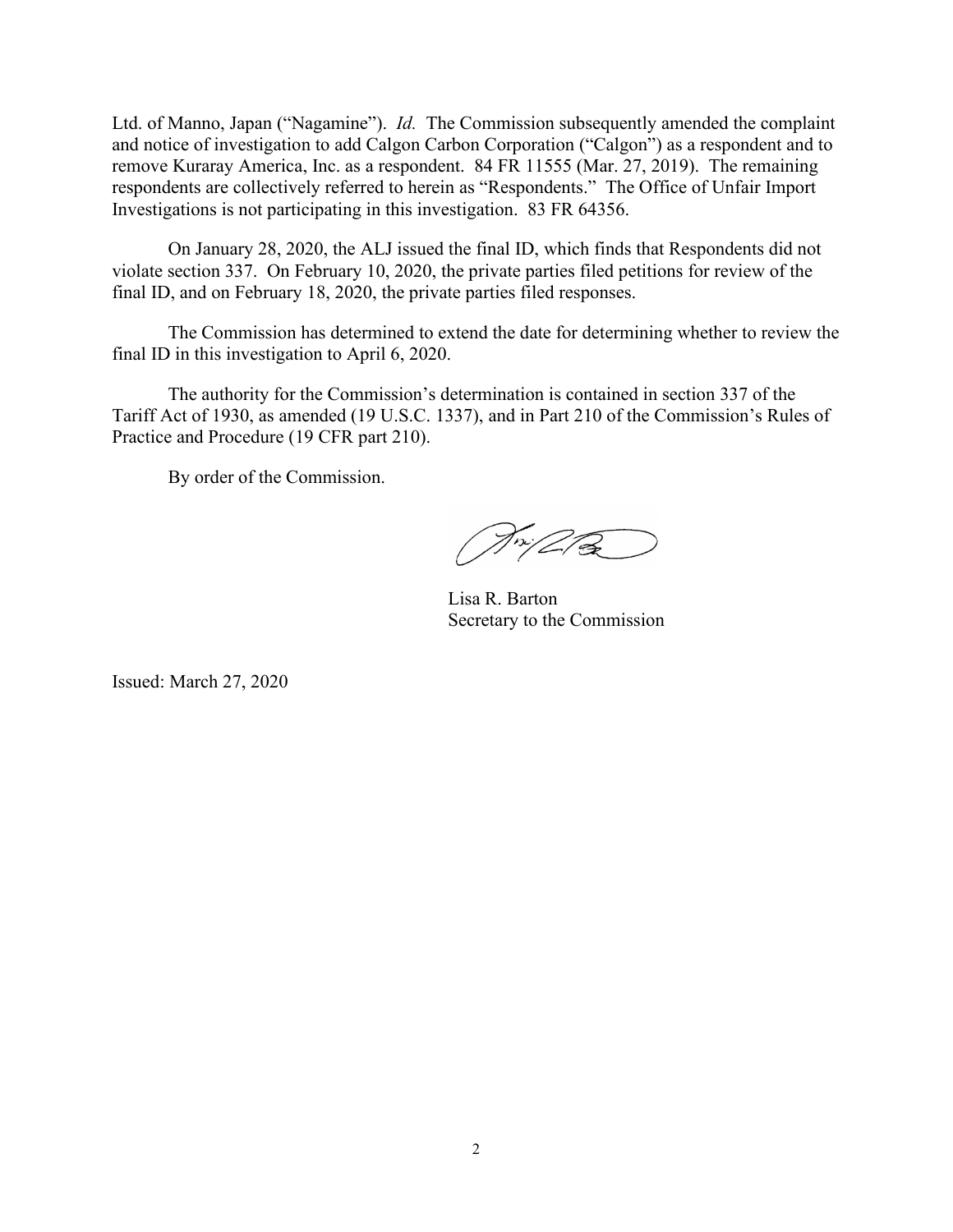Ltd. of Manno, Japan ("Nagamine"). *Id.* The Commission subsequently amended the complaint and notice of investigation to add Calgon Carbon Corporation ("Calgon") as a respondent and to remove Kuraray America, Inc. as a respondent. 84 FR 11555 (Mar. 27, 2019). The remaining respondents are collectively referred to herein as "Respondents." The Office of Unfair Import Investigations is not participating in this investigation. 83 FR 64356.

On January 28, 2020, the ALJ issued the final ID, which finds that Respondents did not violate section 337. On February 10, 2020, the private parties filed petitions for review of the final ID, and on February 18, 2020, the private parties filed responses.

The Commission has determined to extend the date for determining whether to review the final ID in this investigation to April 6, 2020.

The authority for the Commission's determination is contained in section 337 of the Tariff Act of 1930, as amended (19 U.S.C. 1337), and in Part 210 of the Commission's Rules of Practice and Procedure (19 CFR part 210).

By order of the Commission.

Lisa R. Barton
Secretary to the Commission

Issued: March 27, 2020